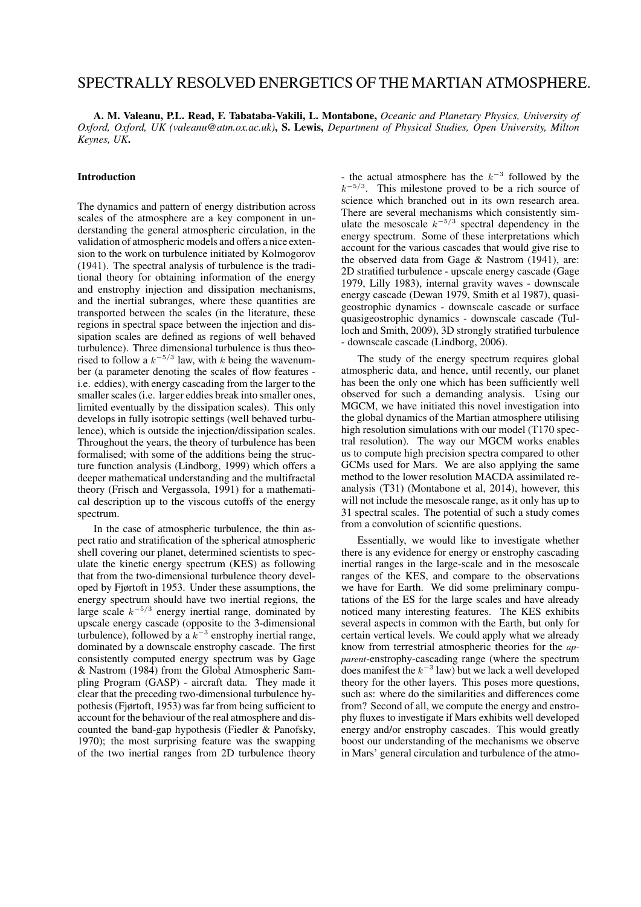# SPECTRALLY RESOLVED ENERGETICS OF THE MARTIAN ATMOSPHERE.

**A. M. Valeanu, P.L. Read, F. Tabataba-Vakili, L. Montabone,** *Oceanic and Planetary Physics, University of Oxford, Oxford, UK (valeanu@atm.ox.ac.uk)*, **S. Lewis,** *Department of Physical Studies, Open University, Milton Keynes, UK***.**

## Introduction

The dynamics and pattern of energy distribution across scales of the atmosphere are a key component in understanding the general atmospheric circulation, in the validation of atmospheric models and offers a nice extension to the work on turbulence initiated by Kolmogorov (1941). The spectral analysis of turbulence is the traditional theory for obtaining information of the energy and enstrophy injection and dissipation mechanisms, and the inertial subranges, where these quantities are transported between the scales (in the literature, these regions in spectral space between the injection and dissipation scales are defined as regions of well behaved turbulence). Three dimensional turbulence is thus theorised to follow a $k^{-5/3}$ law, with $k$ being the wavenumber (a parameter denoting the scales of flow features - i.e. eddies), with energy cascading from the larger to the smaller scales (i.e. larger eddies break into smaller ones, limited eventually by the dissipation scales). This only develops in fully isotropic settings (well behaved turbulence), which is outside the injection/dissipation scales. Throughout the years, the theory of turbulence has been formalised; with some of the additions being the structure function analysis (Lindborg, 1999) which offers a deeper mathematical understanding and the multifractal theory (Frisch and Vergassola, 1991) for a mathematical description up to the viscous cutoffs of the energy spectrum.

In the case of atmospheric turbulence, the thin aspect ratio and stratification of the spherical atmospheric shell covering our planet, determined scientists to speculate the kinetic energy spectrum (KES) as following that from the two-dimensional turbulence theory developed by Fjørtoft in 1953. Under these assumptions, the energy spectrum should have two inertial regions, the large scale $k^{-5/3}$ energy inertial range, dominated by upscale energy cascade (opposite to the 3-dimensional turbulence), followed by a $k^{-3}$ enstrophy inertial range, dominated by a downscale enstrophy cascade. The first consistently computed energy spectrum was by Gage & Nastrom (1984) from the Global Atmospheric Sampling Program (GASP) - aircraft data. They made it clear that the preceding two-dimensional turbulence hypothesis (Fjørtoft, 1953) was far from being sufficient to account for the behaviour of the real atmosphere and discounted the band-gap hypothesis (Fiedler & Panofsky, 1970); the most surprising feature was the swapping of the two inertial ranges from 2D turbulence theory - the actual atmosphere has the $k^{-3}$ followed by the $k^{-5/3}$. This milestone proved to be a rich source of science which branched out in its own research area. There are several mechanisms which consistently simulate the mesoscale $k^{-5/3}$ spectral dependency in the energy spectrum. Some of these interpretations which account for the various cascades that would give rise to the observed data from Gage & Nastrom (1941), are: 2D stratified turbulence - upscale energy cascade (Gage 1979, Lilly 1983), internal gravity waves - downscale energy cascade (Dewan 1979, Smith et al 1987), quasigeostrophic dynamics - downscale cascade or surface quasigeostrophic dynamics - downscale cascade (Tulloch and Smith, 2009), 3D strongly stratified turbulence - downscale cascade (Lindborg, 2006).

The study of the energy spectrum requires global atmospheric data, and hence, until recently, our planet has been the only one which has been sufficiently well observed for such a demanding analysis. Using our MGCM, we have initiated this novel investigation into the global dynamics of the Martian atmosphere utilising high resolution simulations with our model (T170 spectral resolution). The way our MGCM works enables us to compute high precision spectra compared to other GCMs used for Mars. We are also applying the same method to the lower resolution MACDA assimilated reanalysis (T31) (Montabone et al, 2014), however, this will not include the mesoscale range, as it only has up to 31 spectral scales. The potential of such a study comes from a convolution of scientific questions.

Essentially, we would like to investigate whether there is any evidence for energy or enstrophy cascading inertial ranges in the large-scale and in the mesoscale ranges of the KES, and compare to the observations we have for Earth. We did some preliminary computations of the ES for the large scales and have already noticed many interesting features. The KES exhibits several aspects in common with the Earth, but only for certain vertical levels. We could apply what we already know from terrestrial atmospheric theories for the *apparent*-enstrophy-cascading range (where the spectrum does manifest the $k^{-3}$ law) but we lack a well developed theory for the other layers. This poses more questions, such as: where do the similarities and differences come from? Second of all, we compute the energy and enstrophy fluxes to investigate if Mars exhibits well developed energy and/or enstrophy cascades. This would greatly boost our understanding of the mechanisms we observe in Mars' general circulation and turbulence of the atmo-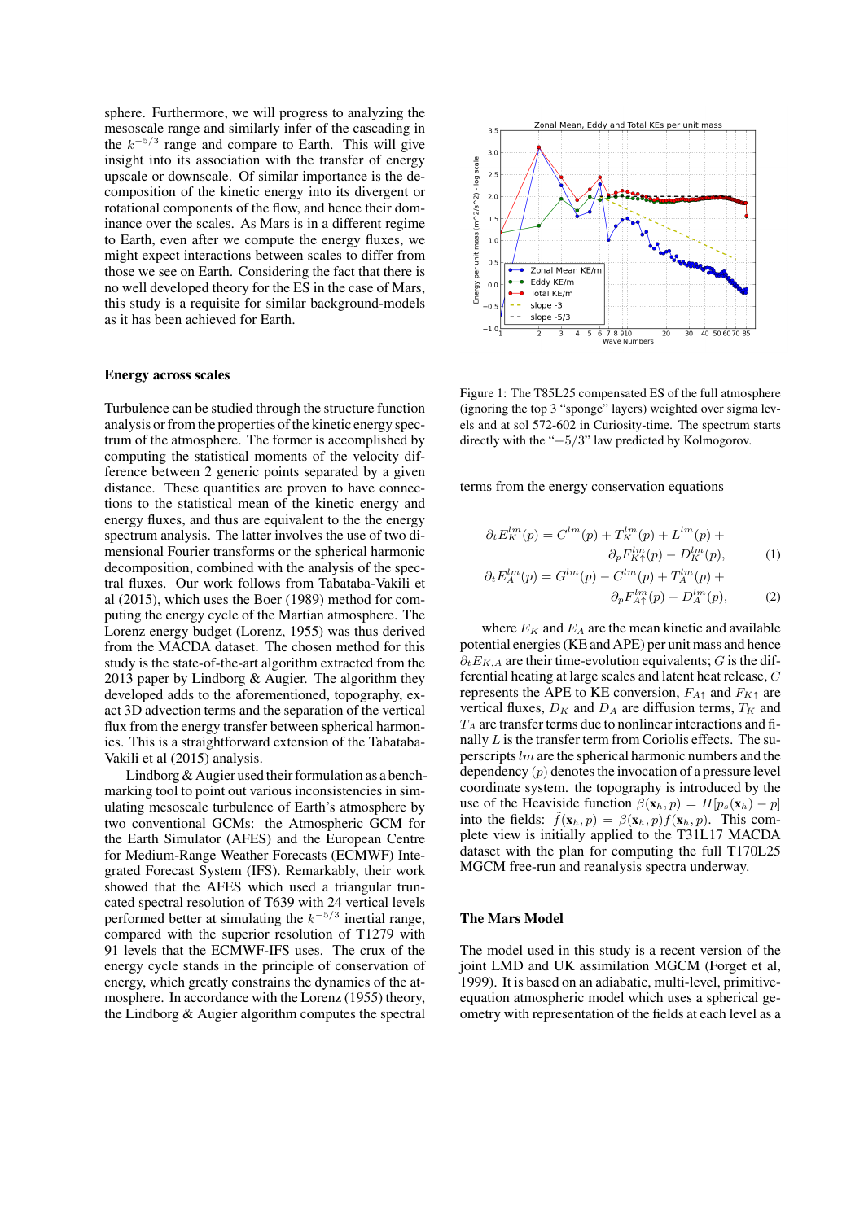sphere. Furthermore, we will progress to analyzing the mesoscale range and similarly infer of the cascading in the $k^{-5/3}$ range and compare to Earth. This will give insight into its association with the transfer of energy upscale or downscale. Of similar importance is the decomposition of the kinetic energy into its divergent or rotational components of the flow, and hence their dominance over the scales. As Mars is in a different regime to Earth, even after we compute the energy fluxes, we might expect interactions between scales to differ from those we see on Earth. Considering the fact that there is no well developed theory for the ES in the case of Mars, this study is a requisite for similar background-models as it has been achieved for Earth.

## Energy across scales

Turbulence can be studied through the structure function analysis or from the properties of the kinetic energy spectrum of the atmosphere. The former is accomplished by computing the statistical moments of the velocity difference between 2 generic points separated by a given distance. These quantities are proven to have connections to the statistical mean of the kinetic energy and energy fluxes, and thus are equivalent to the the energy spectrum analysis. The latter involves the use of two dimensional Fourier transforms or the spherical harmonic decomposition, combined with the analysis of the spectral fluxes. Our work follows from Tabataba-Vakili et al (2015), which uses the Boer (1989) method for computing the energy cycle of the Martian atmosphere. The Lorenz energy budget (Lorenz, 1955) was thus derived from the MACDA dataset. The chosen method for this study is the state-of-the-art algorithm extracted from the 2013 paper by Lindborg & Augier. The algorithm they developed adds to the aforementioned, topography, exact 3D advection terms and the separation of the vertical flux from the energy transfer between spherical harmonics. This is a straightforward extension of the Tabataba-Vakili et al (2015) analysis.

Lindborg & Augier used their formulation as a benchmarking tool to point out various inconsistencies in simulating mesoscale turbulence of Earth's atmosphere by two conventional GCMs: the Atmospheric GCM for the Earth Simulator (AFES) and the European Centre for Medium-Range Weather Forecasts (ECMWF) Integrated Forecast System (IFS). Remarkably, their work showed that the AFES which used a triangular truncated spectral resolution of T639 with 24 vertical levels performed better at simulating the $k^{-5/3}$ inertial range, compared with the superior resolution of T1279 with 91 levels that the ECMWF-IFS uses. The crux of the energy cycle stands in the principle of conservation of energy, which greatly constrains the dynamics of the atmosphere. In accordance with the Lorenz (1955) theory, the Lindborg & Augier algorithm computes the spectral terms from the energy conservation equations

$$\partial_t E_K^{lm}(p) = C^{lm}(p) + T_K^{lm}(p) + L^{lm}(p) + \partial_p F_{K\uparrow}^{lm}(p) - D_K^{lm}(p), \quad (1)$$

$$\partial_t E_A^{lm}(p) = G^{lm}(p) - C^{lm}(p) + T_A^{lm}(p) + \partial_p F_{A\uparrow}^{lm}(p) - D_A^{lm}(p), \quad (2)$$

where $E_K$ and $E_A$ are the mean kinetic and available potential energies (KE and APE) per unit mass and hence $\partial_t E_{K,A}$ are their time-evolution equivalents; $G$ is the differential heating at large scales and latent heat release, $C$ represents the APE to KE conversion, $F_{A\uparrow}$ and $F_{K\uparrow}$ are vertical fluxes, $D_K$ and $D_A$ are diffusion terms, $T_K$ and $T_A$ are transfer terms due to nonlinear interactions and finally $L$ is the transfer term from Coriolis effects. The superscripts $lm$ are the spherical harmonic numbers and the dependency $(p)$ denotes the invocation of a pressure level coordinate system. the topography is introduced by the use of the Heaviside function $\beta(\mathbf{x}_h, p) = H[p_s(\mathbf{x}_h) - p]$ into the fields: $\tilde{f}(\mathbf{x}_h, p) = \beta(\mathbf{x}_h, p) f(\mathbf{x}_h, p)$. This complete view is initially applied to the T31L17 MACDA dataset with the plan for computing the full T170L25 MGCM free-run and reanalysis spectra underway.

Figure 1: The T85L25 compensated ES of the full atmosphere (ignoring the top 3 "sponge" layers) weighted over sigma levels and at sol 572-602 in Curiosity-time. The spectrum starts directly with the "$-5/3$" law predicted by Kolmogorov.

## The Mars Model

The model used in this study is a recent version of the joint LMD and UK assimilation MGCM (Forget et al, 1999). It is based on an adiabatic, multi-level, primitive-equation atmospheric model which uses a spherical geometry with representation of the fields at each level as a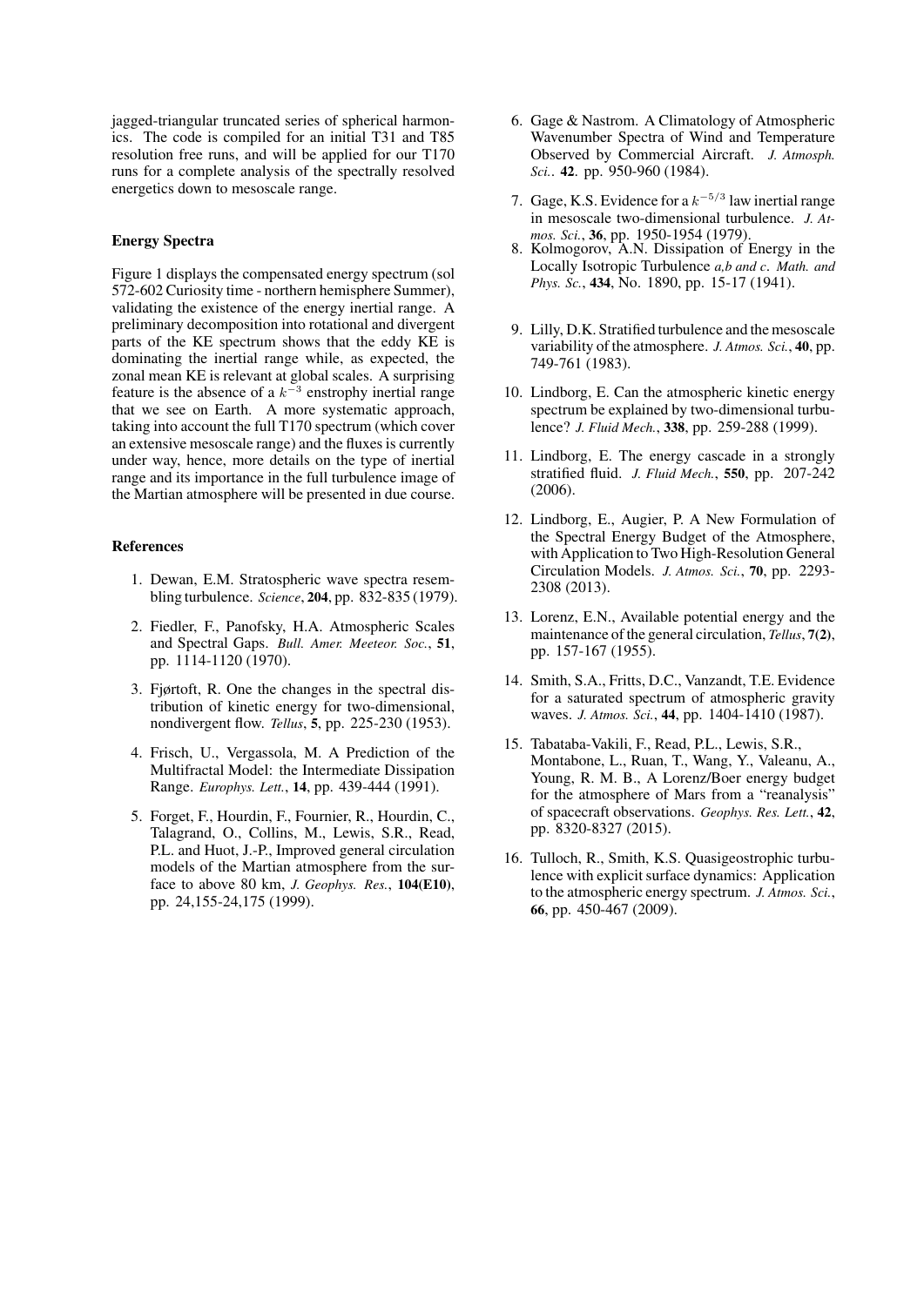jagged-triangular truncated series of spherical harmonics. The code is compiled for an initial T31 and T85 resolution free runs, and will be applied for our T170 runs for a complete analysis of the spectrally resolved energetics down to mesoscale range.

## Energy Spectra

Figure 1 displays the compensated energy spectrum (sol 572-602 Curiosity time - northern hemisphere Summer), validating the existence of the energy inertial range. A preliminary decomposition into rotational and divergent parts of the KE spectrum shows that the eddy KE is dominating the inertial range while, as expected, the zonal mean KE is relevant at global scales. A surprising feature is the absence of a $k^{-3}$ enstrophy inertial range that we see on Earth. A more systematic approach, taking into account the full T170 spectrum (which cover an extensive mesoscale range) and the fluxes is currently under way, hence, more details on the type of inertial range and its importance in the full turbulence image of the Martian atmosphere will be presented in due course.

## References

1. Dewan, E.M. Stratospheric wave spectra resembling turbulence. *Science*, **204**, pp. 832-835 (1979).
2. Fiedler, F., Panofsky, H.A. Atmospheric Scales and Spectral Gaps. *Bull. Amer. Meeteor. Soc.*, **51**, pp. 1114-1120 (1970).
3. Fjørtoft, R. One the changes in the spectral distribution of kinetic energy for two-dimensional, nondivergent flow. *Tellus*, **5**, pp. 225-230 (1953).
4. Frisch, U., Vergassola, M. A Prediction of the Multifractal Model: the Intermediate Dissipation Range. *Europhys. Lett.*, **14**, pp. 439-444 (1991).
5. Forget, F., Hourdin, F., Fournier, R., Hourdin, C., Talagrand, O., Collins, M., Lewis, S.R., Read, P.L. and Huot, J.-P., Improved general circulation models of the Martian atmosphere from the surface to above 80 km, *J. Geophys. Res.*, **104(E10)**, pp. 24,155-24,175 (1999).
6. Gage & Nastrom. A Climatology of Atmospheric Wavenumber Spectra of Wind and Temperature Observed by Commercial Aircraft. *J. Atmosph. Sci.*. **42**. pp. 950-960 (1984).
7. Gage, K.S. Evidence for a $k^{-5/3}$ law inertial range in mesoscale two-dimensional turbulence. *J. Atmos. Sci.*, **36**, pp. 1950-1954 (1979).
8. Kolmogorov, A.N. Dissipation of Energy in the Locally Isotropic Turbulence *a,b and c*. *Math. and Phys. Sc.*, **434**, No. 1890, pp. 15-17 (1941).
9. Lilly, D.K. Stratified turbulence and the mesoscale variability of the atmosphere. *J. Atmos. Sci.*, **40**, pp. 749-761 (1983).
10. Lindborg, E. Can the atmospheric kinetic energy spectrum be explained by two-dimensional turbulence? *J. Fluid Mech.*, **338**, pp. 259-288 (1999).
11. Lindborg, E. The energy cascade in a strongly stratified fluid. *J. Fluid Mech.*, **550**, pp. 207-242 (2006).
12. Lindborg, E., Augier, P. A New Formulation of the Spectral Energy Budget of the Atmosphere, with Application to Two High-Resolution General Circulation Models. *J. Atmos. Sci.*, **70**, pp. 2293-2308 (2013).
13. Lorenz, E.N., Available potential energy and the maintenance of the general circulation, *Tellus*, **7(2)**, pp. 157-167 (1955).
14. Smith, S.A., Fritts, D.C., Vanzandt, T.E. Evidence for a saturated spectrum of atmospheric gravity waves. *J. Atmos. Sci.*, **44**, pp. 1404-1410 (1987).
15. Tabataba-Vakili, F., Read, P.L., Lewis, S.R., Montabone, L., Ruan, T., Wang, Y., Valeanu, A., Young, R. M. B., A Lorenz/Boer energy budget for the atmosphere of Mars from a "reanalysis" of spacecraft observations. *Geophys. Res. Lett.*, **42**, pp. 8320-8327 (2015).
16. Tulloch, R., Smith, K.S. Quasigeostrophic turbulence with explicit surface dynamics: Application to the atmospheric energy spectrum. *J. Atmos. Sci.*, **66**, pp. 450-467 (2009).